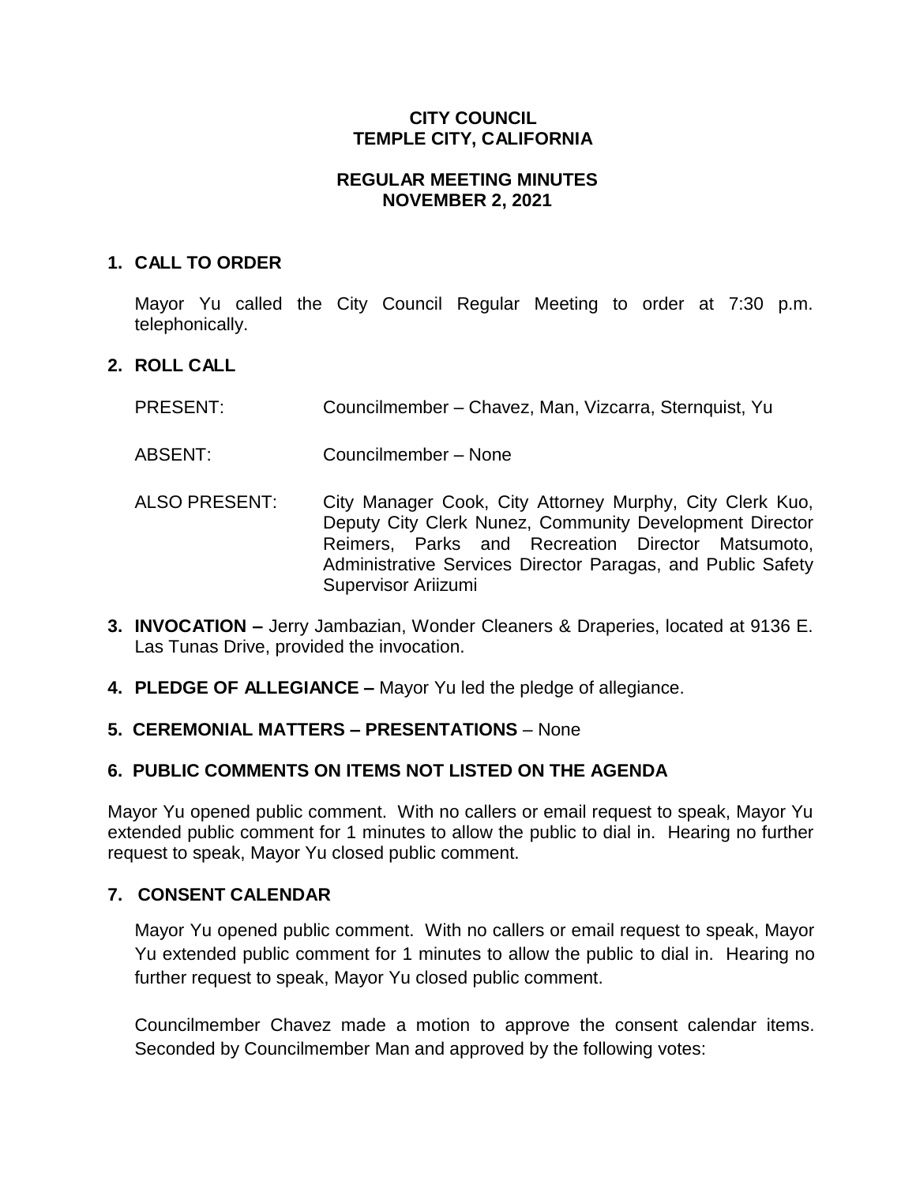**CITY COUNCIL**
**TEMPLE CITY, CALIFORNIA**

**REGULAR MEETING MINUTES**
**NOVEMBER 2, 2021**

## 1. CALL TO ORDER

Mayor Yu called the City Council Regular Meeting to order at 7:30 p.m. telephonically.

## 2. ROLL CALL

PRESENT: Councilmember – Chavez, Man, Vizcarra, Sternquist, Yu

ABSENT: Councilmember – None

ALSO PRESENT: City Manager Cook, City Attorney Murphy, City Clerk Kuo, Deputy City Clerk Nunez, Community Development Director Reimers, Parks and Recreation Director Matsumoto, Administrative Services Director Paragas, and Public Safety Supervisor Ariizumi

## 3. INVOCATION – Jerry Jambazian, Wonder Cleaners & Draperies, located at 9136 E. Las Tunas Drive, provided the invocation.

## 4. PLEDGE OF ALLEGIANCE – Mayor Yu led the pledge of allegiance.

## 5. CEREMONIAL MATTERS – PRESENTATIONS – None

## 6. PUBLIC COMMENTS ON ITEMS NOT LISTED ON THE AGENDA

Mayor Yu opened public comment. With no callers or email request to speak, Mayor Yu extended public comment for 1 minutes to allow the public to dial in. Hearing no further request to speak, Mayor Yu closed public comment.

## 7. CONSENT CALENDAR

Mayor Yu opened public comment. With no callers or email request to speak, Mayor Yu extended public comment for 1 minutes to allow the public to dial in. Hearing no further request to speak, Mayor Yu closed public comment.

Councilmember Chavez made a motion to approve the consent calendar items. Seconded by Councilmember Man and approved by the following votes: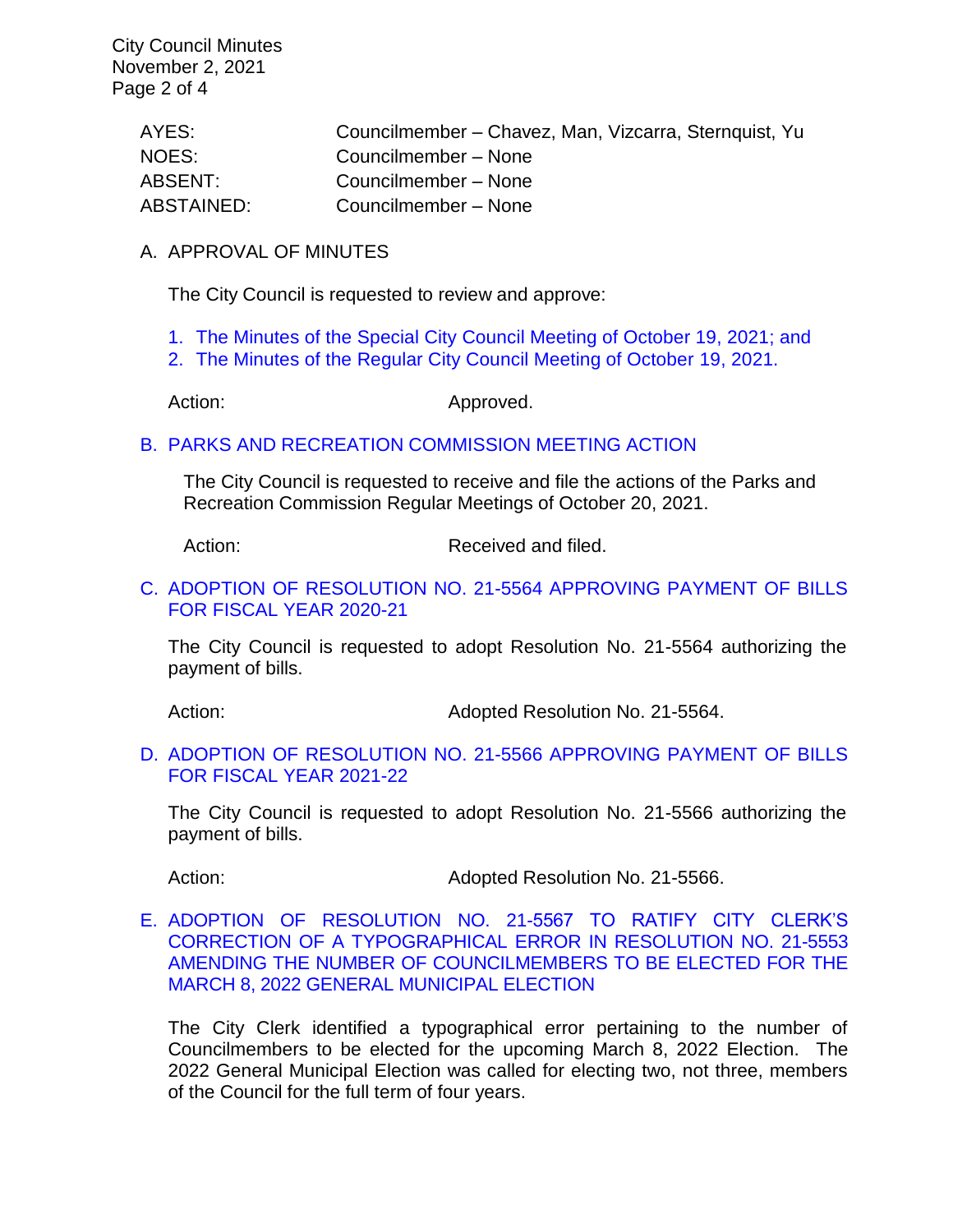| | |
|---|---|
| AYES: | Councilmember – Chavez, Man, Vizcarra, Sternquist, Yu |
| NOES: | Councilmember – None |
| ABSENT: | Councilmember – None |
| ABSTAINED: | Councilmember – None |

A. APPROVAL OF MINUTES

The City Council is requested to review and approve:

1. The Minutes of the Special City Council Meeting of October 19, 2021; and
2. The Minutes of the Regular City Council Meeting of October 19, 2021.

Action: Approved.

B. PARKS AND RECREATION COMMISSION MEETING ACTION

The City Council is requested to receive and file the actions of the Parks and Recreation Commission Regular Meetings of October 20, 2021.

Action: Received and filed.

C. ADOPTION OF RESOLUTION NO. 21-5564 APPROVING PAYMENT OF BILLS FOR FISCAL YEAR 2020-21

The City Council is requested to adopt Resolution No. 21-5564 authorizing the payment of bills.

Action: Adopted Resolution No. 21-5564.

D. ADOPTION OF RESOLUTION NO. 21-5566 APPROVING PAYMENT OF BILLS FOR FISCAL YEAR 2021-22

The City Council is requested to adopt Resolution No. 21-5566 authorizing the payment of bills.

Action: Adopted Resolution No. 21-5566.

E. ADOPTION OF RESOLUTION NO. 21-5567 TO RATIFY CITY CLERK'S CORRECTION OF A TYPOGRAPHICAL ERROR IN RESOLUTION NO. 21-5553 AMENDING THE NUMBER OF COUNCILMEMBERS TO BE ELECTED FOR THE MARCH 8, 2022 GENERAL MUNICIPAL ELECTION

The City Clerk identified a typographical error pertaining to the number of Councilmembers to be elected for the upcoming March 8, 2022 Election. The 2022 General Municipal Election was called for electing two, not three, members of the Council for the full term of four years.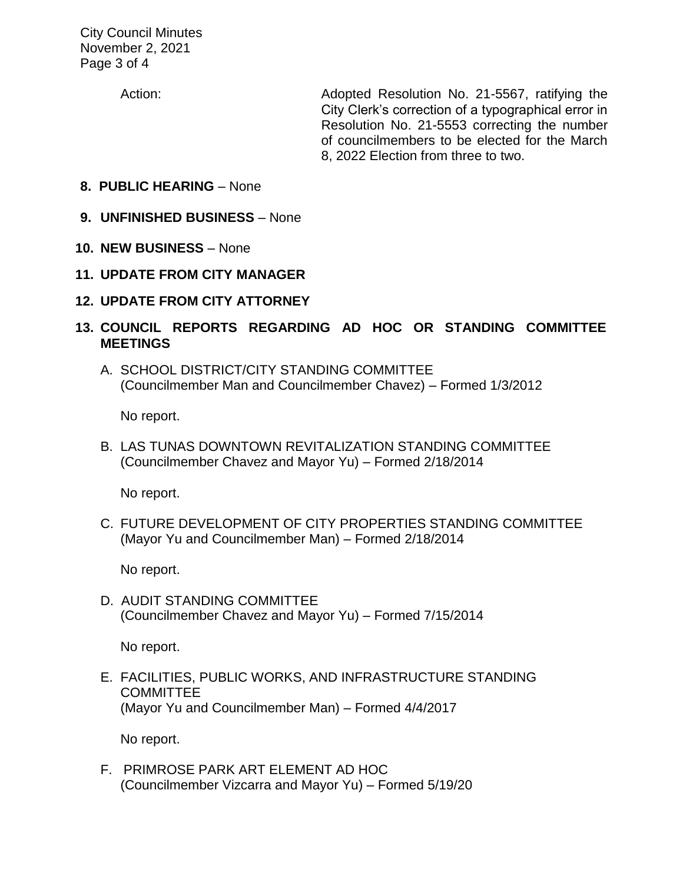Action: Adopted Resolution No. 21-5567, ratifying the City Clerk's correction of a typographical error in Resolution No. 21-5553 correcting the number of councilmembers to be elected for the March 8, 2022 Election from three to two.

**8. PUBLIC HEARING** – None

**9. UNFINISHED BUSINESS** – None

**10. NEW BUSINESS** – None

**11. UPDATE FROM CITY MANAGER**

**12. UPDATE FROM CITY ATTORNEY**

**13. COUNCIL REPORTS REGARDING AD HOC OR STANDING COMMITTEE MEETINGS**

A. SCHOOL DISTRICT/CITY STANDING COMMITTEE
(Councilmember Man and Councilmember Chavez) – Formed 1/3/2012

No report.

B. LAS TUNAS DOWNTOWN REVITALIZATION STANDING COMMITTEE
(Councilmember Chavez and Mayor Yu) – Formed 2/18/2014

No report.

C. FUTURE DEVELOPMENT OF CITY PROPERTIES STANDING COMMITTEE
(Mayor Yu and Councilmember Man) – Formed 2/18/2014

No report.

D. AUDIT STANDING COMMITTEE
(Councilmember Chavez and Mayor Yu) – Formed 7/15/2014

No report.

E. FACILITIES, PUBLIC WORKS, AND INFRASTRUCTURE STANDING COMMITTEE
(Mayor Yu and Councilmember Man) – Formed 4/4/2017

No report.

F. PRIMROSE PARK ART ELEMENT AD HOC
(Councilmember Vizcarra and Mayor Yu) – Formed 5/19/20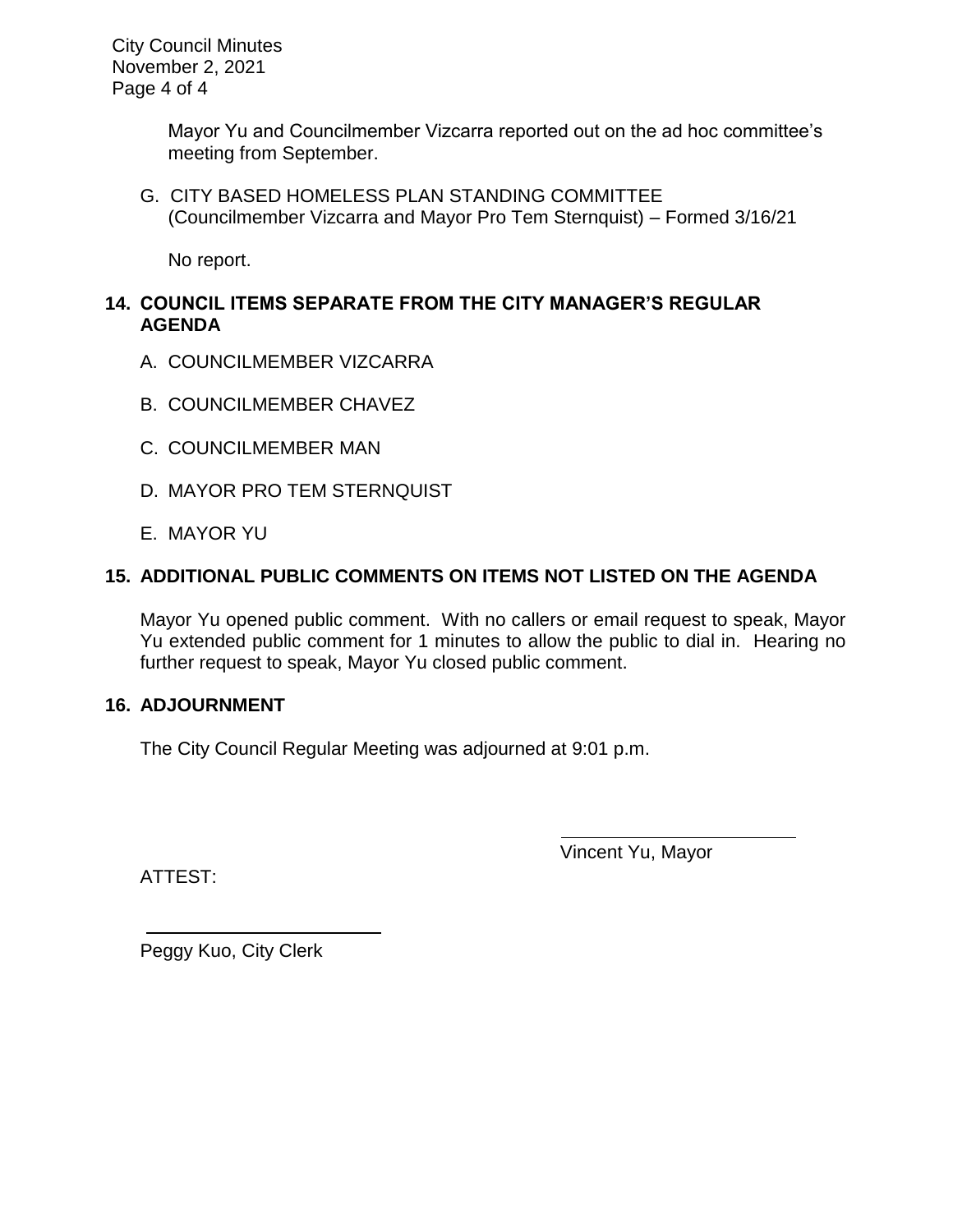Mayor Yu and Councilmember Vizcarra reported out on the ad hoc committee's meeting from September.

G. CITY BASED HOMELESS PLAN STANDING COMMITTEE (Councilmember Vizcarra and Mayor Pro Tem Sternquist) – Formed 3/16/21

No report.

## 14. COUNCIL ITEMS SEPARATE FROM THE CITY MANAGER'S REGULAR AGENDA

A. COUNCILMEMBER VIZCARRA

B. COUNCILMEMBER CHAVEZ

C. COUNCILMEMBER MAN

D. MAYOR PRO TEM STERNQUIST

E. MAYOR YU

## 15. ADDITIONAL PUBLIC COMMENTS ON ITEMS NOT LISTED ON THE AGENDA

Mayor Yu opened public comment. With no callers or email request to speak, Mayor Yu extended public comment for 1 minutes to allow the public to dial in. Hearing no further request to speak, Mayor Yu closed public comment.

## 16. ADJOURNMENT

The City Council Regular Meeting was adjourned at 9:01 p.m.

Vincent Yu, Mayor

ATTEST:

Peggy Kuo, City Clerk